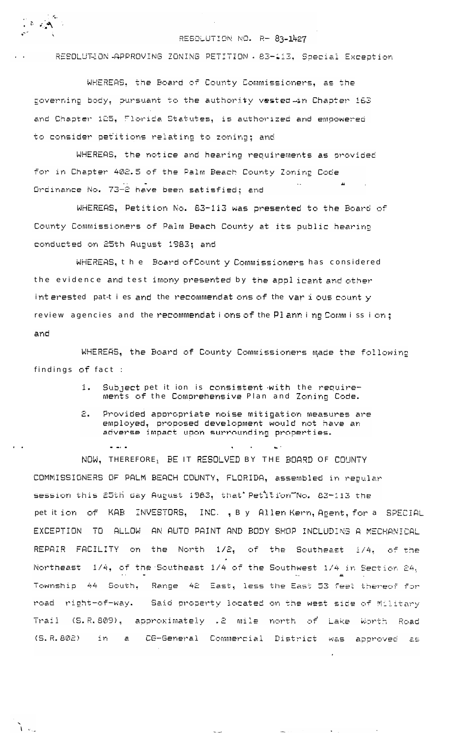RESOLUTION NO. R- 83-1427

RESOLUTION APPROVING ZONING PETITION . 83-113, Special Exception

WHEREAS, the Board of County Commissioners, as the governing body, pursuant to the authority vested in Chapter 163 and Chapter 125, Florida Statutes, is authorized and empowered to consider petitions relating to zoning; and

WHEREAS, the notice and hearing requirements as provided for in Chapter 402.5 of the Palm Beach County Zoning Code Ordinance No. 73-2 have been satisfied; and

WHEREAS, Petition No. 83-113 was presented to the Board of County Commissioners of Palm Beach County at its public hearing conducted on 25th August 1983; and

WHEREAS, the Board of County Commissioners has considered the evidence and testimony presented by the applicant and other interested parties and the recommendations of the various county review agencies and the recommendations of the Planning Commission; and

WHEREAS, the Board of County Commissioners made the following findings of fact :

1. Subject petition is consistent with the requirements of the Comprehensive Plan and Zoning Code.
2. Provided appropriate noise mitigation measures are employed, proposed development would not have an adverse impact upon surrounding properties.

NOW, THEREFORE, BE IT RESOLVED BY THE BOARD OF COUNTY COMMISSIONERS OF PALM BEACH COUNTY, FLORIDA, assembled in regular session this 25th day August 1983, that Petition No. 83-113 the petition of KAB INVESTORS, INC. , By Allen Kern, Agent, for a SPECIAL EXCEPTION TO ALLOW AN AUTO PAINT AND BODY SHOP INCLUDING A MECHANICAL REPAIR FACILITY on the North 1/2, of the Southeast 1/4, of the Northeast 1/4, of the Southeast 1/4 of the Southwest 1/4 in Section 24, Township 44 South, Range 42 East, less the East 53 feet thereof for road right-of-way. Said property located on the west side of Military Trail (S.R.809), approximately .2 mile north of Lake Worth Road (S.R.802) in a CG-General Commercial District was approved as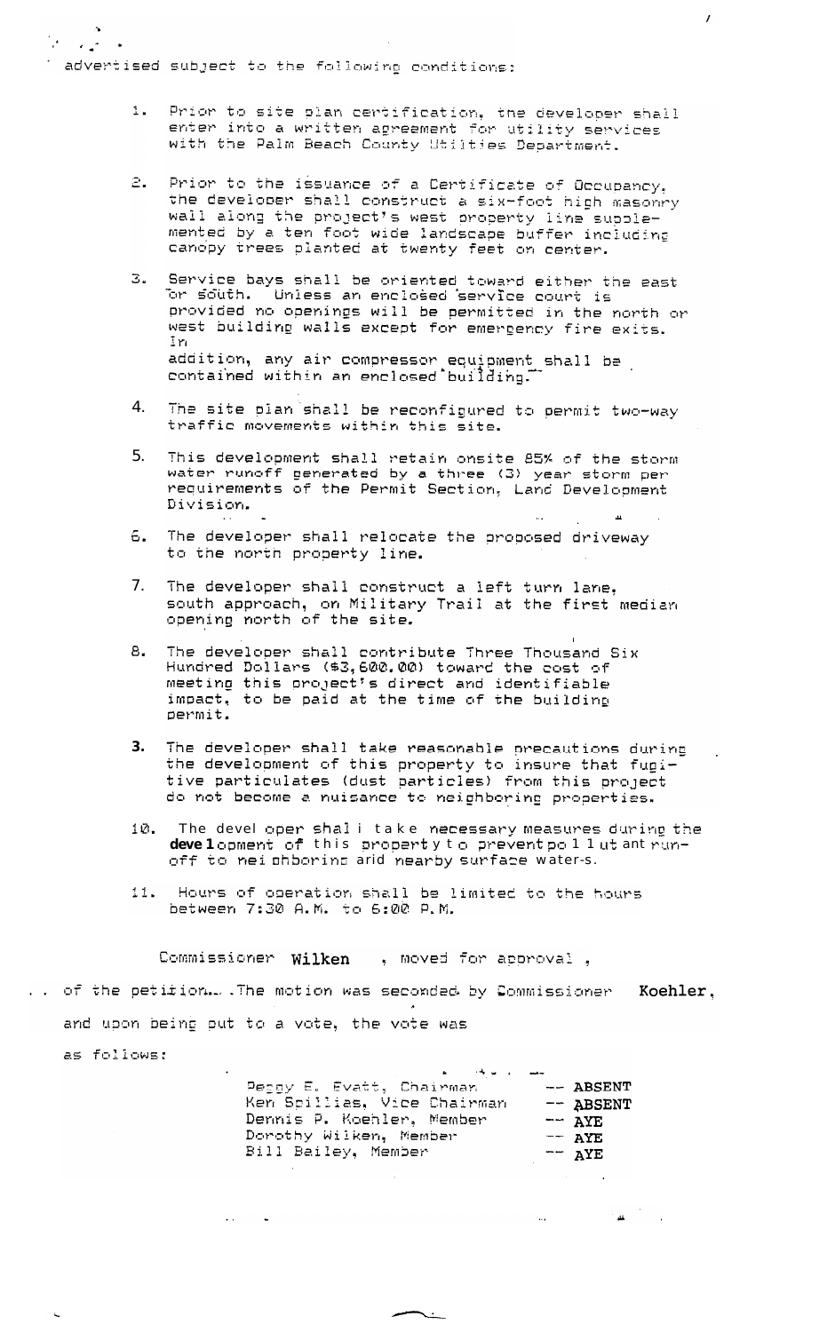advertised subject to the following conditions:

1. Prior to site plan certification, the developer shall enter into a written agreement for utility services with the Palm Beach County Utilities Department.

2. Prior to the issuance of a Certificate of Occupancy, the developer shall construct a six-foot high masonry wall along the project's west property line supplemented by a ten foot wide landscape buffer including canopy trees planted at twenty feet on center.

3. Service bays shall be oriented toward either the east or south. Unless an enclosed service court is provided no openings will be permitted in the north or west building walls except for emergency fire exits. In addition, any air compressor equipment shall be contained within an enclosed building.

4. The site plan shall be reconfigured to permit two-way traffic movements within this site.

5. This development shall retain onsite 85% of the storm water runoff generated by a three (3) year storm per requirements of the Permit Section, Land Development Division.

6. The developer shall relocate the proposed driveway to the north property line.

7. The developer shall construct a left turn lane, south approach, on Military Trail at the first median opening north of the site.

8. The developer shall contribute Three Thousand Six Hundred Dollars ($3,600.00) toward the cost of meeting this project's direct and identifiable impact, to be paid at the time of the building permit.

9. The developer shall take reasonable precautions during the development of this property to insure that fugitive particulates (dust particles) from this project do not become a nuisance to neighboring properties.

10. The developer shall take necessary measures during the development of this property to prevent pollutant run-off to neighboring and nearby surface waters.

11. Hours of operation shall be limited to the hours between 7:30 A.M. to 6:00 P.M.

Commissioner **Wilken**, moved for approval, of the petition. The motion was seconded by Commissioner **Koehler**, and upon being put to a vote, the vote was as follows:

| | |
|---|---|
| Peggy E. Evatt, Chairman | -- **ABSENT** |
| Ken Spillias, Vice Chairman | -- **ABSENT** |
| Dennis P. Koehler, Member | -- **AYE** |
| Dorothy Wilken, Member | -- **AYE** |
| Bill Bailey, Member | -- **AYE** |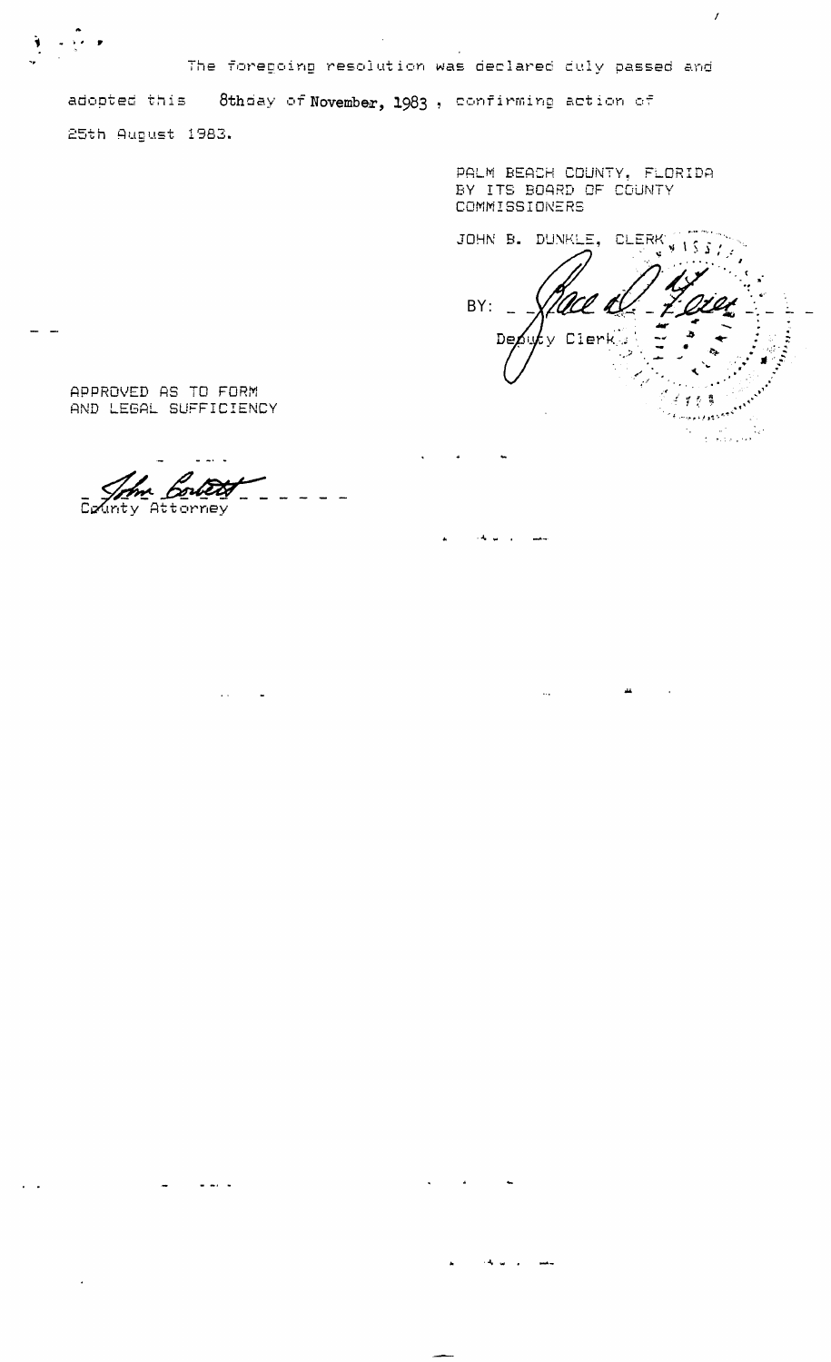The foregoing resolution was declared duly passed and adopted this 8th day of November, 1983, confirming action of 25th August 1983.

PALM BEACH COUNTY, FLORIDA
BY ITS BOARD OF COUNTY
COMMISSIONERS

JOHN B. DUNKLE, CLERK

BY: ______________________
Deputy Clerk

APPROVED AS TO FORM
AND LEGAL SUFFICIENCY

______________________
County Attorney